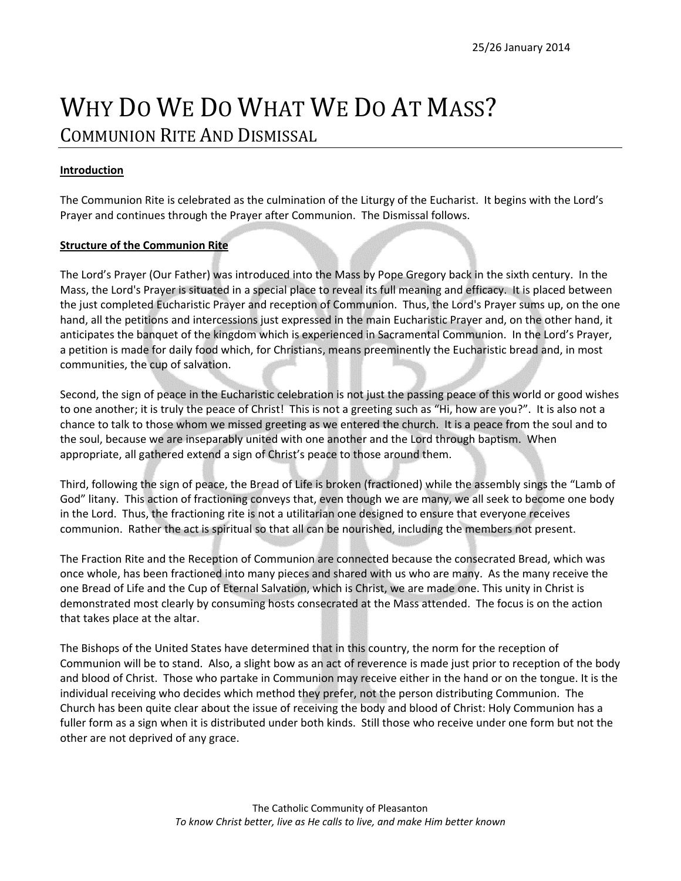25/26 January 2014

# Why Do We Do What We Do At Mass?

## Communion Rite And Dismissal

**Introduction**

The Communion Rite is celebrated as the culmination of the Liturgy of the Eucharist. It begins with the Lord's Prayer and continues through the Prayer after Communion. The Dismissal follows.

**Structure of the Communion Rite**

The Lord's Prayer (Our Father) was introduced into the Mass by Pope Gregory back in the sixth century. In the Mass, the Lord's Prayer is situated in a special place to reveal its full meaning and efficacy. It is placed between the just completed Eucharistic Prayer and reception of Communion. Thus, the Lord's Prayer sums up, on the one hand, all the petitions and intercessions just expressed in the main Eucharistic Prayer and, on the other hand, it anticipates the banquet of the kingdom which is experienced in Sacramental Communion. In the Lord's Prayer, a petition is made for daily food which, for Christians, means preeminently the Eucharistic bread and, in most communities, the cup of salvation.

Second, the sign of peace in the Eucharistic celebration is not just the passing peace of this world or good wishes to one another; it is truly the peace of Christ! This is not a greeting such as "Hi, how are you?". It is also not a chance to talk to those whom we missed greeting as we entered the church. It is a peace from the soul and to the soul, because we are inseparably united with one another and the Lord through baptism. When appropriate, all gathered extend a sign of Christ's peace to those around them.

Third, following the sign of peace, the Bread of Life is broken (fractioned) while the assembly sings the "Lamb of God" litany. This action of fractioning conveys that, even though we are many, we all seek to become one body in the Lord. Thus, the fractioning rite is not a utilitarian one designed to ensure that everyone receives communion. Rather the act is spiritual so that all can be nourished, including the members not present.

The Fraction Rite and the Reception of Communion are connected because the consecrated Bread, which was once whole, has been fractioned into many pieces and shared with us who are many. As the many receive the one Bread of Life and the Cup of Eternal Salvation, which is Christ, we are made one. This unity in Christ is demonstrated most clearly by consuming hosts consecrated at the Mass attended. The focus is on the action that takes place at the altar.

The Bishops of the United States have determined that in this country, the norm for the reception of Communion will be to stand. Also, a slight bow as an act of reverence is made just prior to reception of the body and blood of Christ. Those who partake in Communion may receive either in the hand or on the tongue. It is the individual receiving who decides which method they prefer, not the person distributing Communion. The Church has been quite clear about the issue of receiving the body and blood of Christ: Holy Communion has a fuller form as a sign when it is distributed under both kinds. Still those who receive under one form but not the other are not deprived of any grace.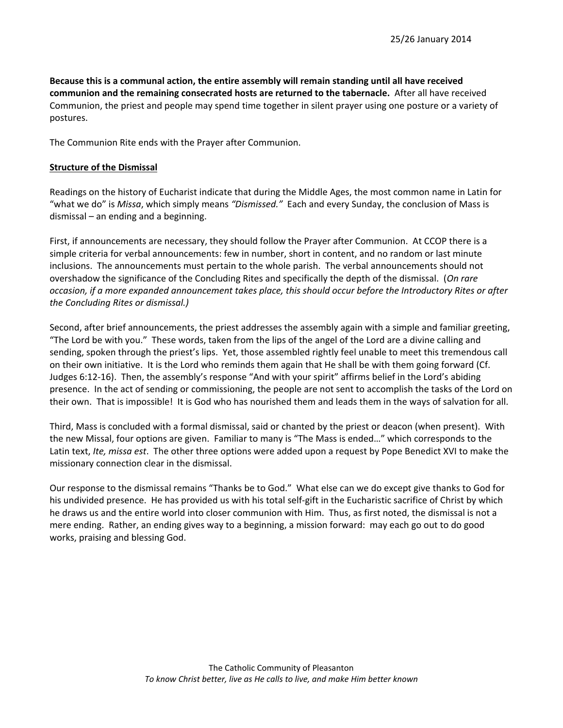25/26 January 2014

**Because this is a communal action, the entire assembly will remain standing until all have received communion and the remaining consecrated hosts are returned to the tabernacle.** After all have received Communion, the priest and people may spend time together in silent prayer using one posture or a variety of postures.

The Communion Rite ends with the Prayer after Communion.

**Structure of the Dismissal**

Readings on the history of Eucharist indicate that during the Middle Ages, the most common name in Latin for "what we do" is *Missa*, which simply means *"Dismissed."* Each and every Sunday, the conclusion of Mass is dismissal – an ending and a beginning.

First, if announcements are necessary, they should follow the Prayer after Communion. At CCOP there is a simple criteria for verbal announcements: few in number, short in content, and no random or last minute inclusions. The announcements must pertain to the whole parish. The verbal announcements should not overshadow the significance of the Concluding Rites and specifically the depth of the dismissal. (*On rare occasion, if a more expanded announcement takes place, this should occur before the Introductory Rites or after the Concluding Rites or dismissal.)*

Second, after brief announcements, the priest addresses the assembly again with a simple and familiar greeting, "The Lord be with you." These words, taken from the lips of the angel of the Lord are a divine calling and sending, spoken through the priest's lips. Yet, those assembled rightly feel unable to meet this tremendous call on their own initiative. It is the Lord who reminds them again that He shall be with them going forward (Cf. Judges 6:12-16). Then, the assembly's response "And with your spirit" affirms belief in the Lord's abiding presence. In the act of sending or commissioning, the people are not sent to accomplish the tasks of the Lord on their own. That is impossible! It is God who has nourished them and leads them in the ways of salvation for all.

Third, Mass is concluded with a formal dismissal, said or chanted by the priest or deacon (when present). With the new Missal, four options are given. Familiar to many is "The Mass is ended…" which corresponds to the Latin text, *Ite, missa est*. The other three options were added upon a request by Pope Benedict XVI to make the missionary connection clear in the dismissal.

Our response to the dismissal remains "Thanks be to God." What else can we do except give thanks to God for his undivided presence. He has provided us with his total self-gift in the Eucharistic sacrifice of Christ by which he draws us and the entire world into closer communion with Him. Thus, as first noted, the dismissal is not a mere ending. Rather, an ending gives way to a beginning, a mission forward: may each go out to do good works, praising and blessing God.